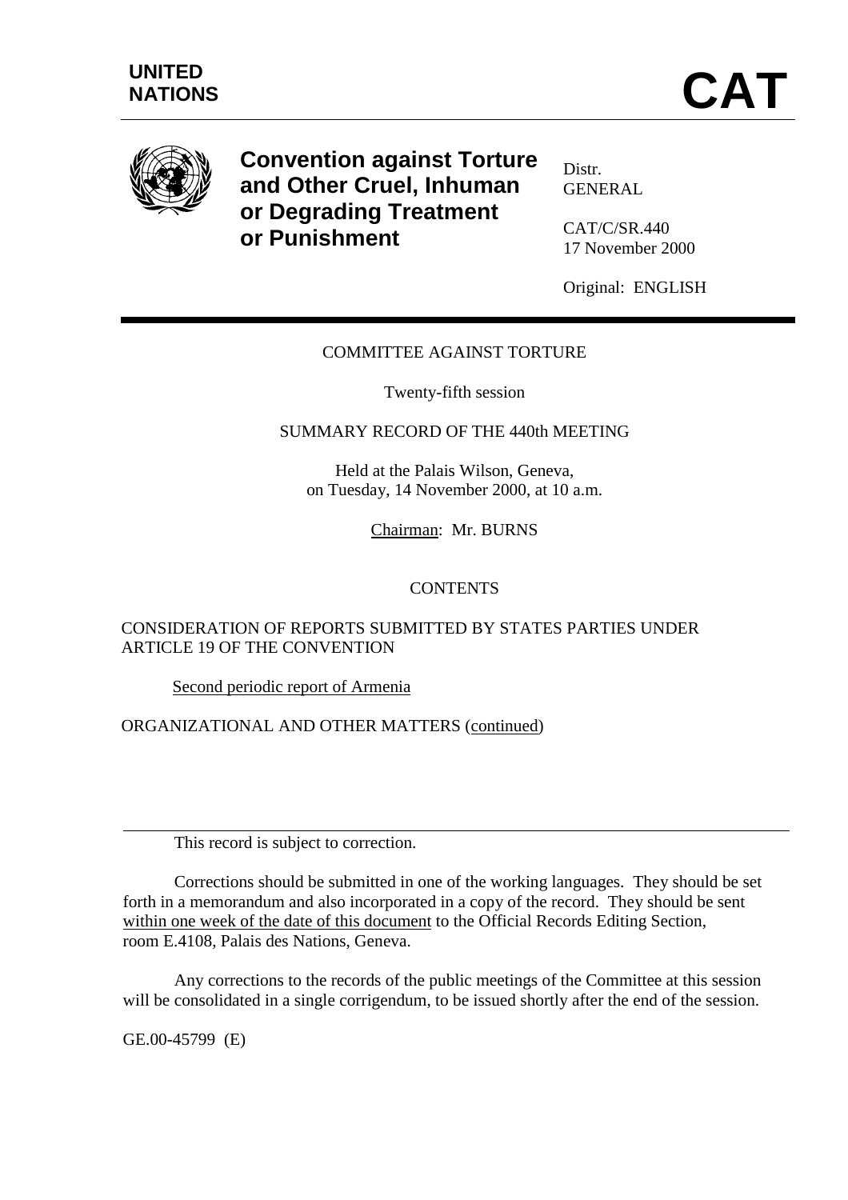UNITED NATIONS

# CAT

**Convention against Torture and Other Cruel, Inhuman or Degrading Treatment or Punishment**

Distr.
GENERAL

CAT/C/SR.440
17 November 2000

Original: ENGLISH

COMMITTEE AGAINST TORTURE

Twenty-fifth session

SUMMARY RECORD OF THE 440th MEETING

Held at the Palais Wilson, Geneva,
on Tuesday, 14 November 2000, at 10 a.m.

Chairman: Mr. BURNS

CONTENTS

CONSIDERATION OF REPORTS SUBMITTED BY STATES PARTIES UNDER ARTICLE 19 OF THE CONVENTION

Second periodic report of Armenia

ORGANIZATIONAL AND OTHER MATTERS (continued)

---

This record is subject to correction.

Corrections should be submitted in one of the working languages. They should be set forth in a memorandum and also incorporated in a copy of the record. They should be sent within one week of the date of this document to the Official Records Editing Section, room E.4108, Palais des Nations, Geneva.

Any corrections to the records of the public meetings of the Committee at this session will be consolidated in a single corrigendum, to be issued shortly after the end of the session.

GE.00-45799 (E)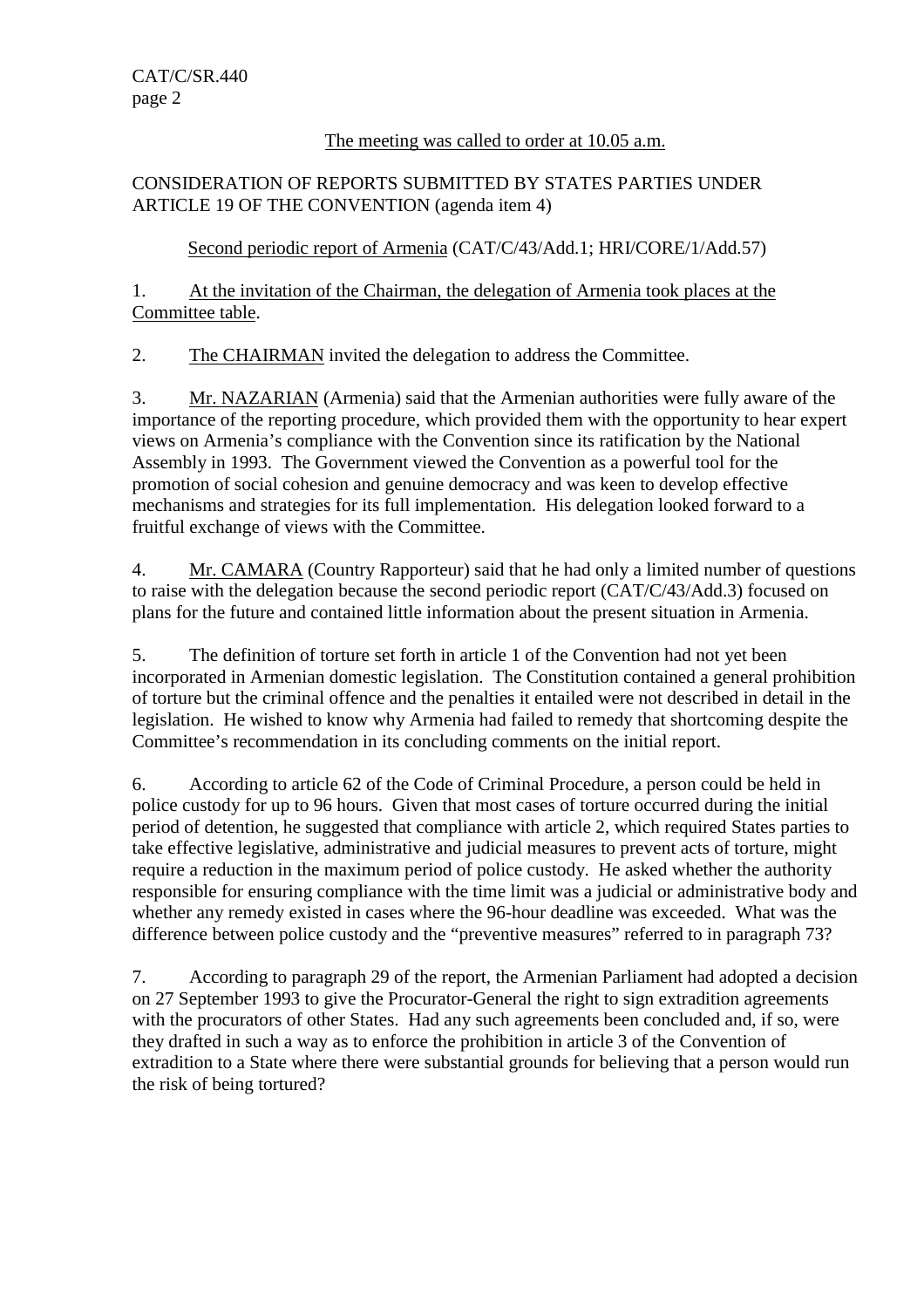The meeting was called to order at 10.05 a.m.

CONSIDERATION OF REPORTS SUBMITTED BY STATES PARTIES UNDER ARTICLE 19 OF THE CONVENTION (agenda item 4)

Second periodic report of Armenia (CAT/C/43/Add.1; HRI/CORE/1/Add.57)

1. At the invitation of the Chairman, the delegation of Armenia took places at the Committee table.

2. The CHAIRMAN invited the delegation to address the Committee.

3. Mr. NAZARIAN (Armenia) said that the Armenian authorities were fully aware of the importance of the reporting procedure, which provided them with the opportunity to hear expert views on Armenia's compliance with the Convention since its ratification by the National Assembly in 1993. The Government viewed the Convention as a powerful tool for the promotion of social cohesion and genuine democracy and was keen to develop effective mechanisms and strategies for its full implementation. His delegation looked forward to a fruitful exchange of views with the Committee.

4. Mr. CAMARA (Country Rapporteur) said that he had only a limited number of questions to raise with the delegation because the second periodic report (CAT/C/43/Add.3) focused on plans for the future and contained little information about the present situation in Armenia.

5. The definition of torture set forth in article 1 of the Convention had not yet been incorporated in Armenian domestic legislation. The Constitution contained a general prohibition of torture but the criminal offence and the penalties it entailed were not described in detail in the legislation. He wished to know why Armenia had failed to remedy that shortcoming despite the Committee's recommendation in its concluding comments on the initial report.

6. According to article 62 of the Code of Criminal Procedure, a person could be held in police custody for up to 96 hours. Given that most cases of torture occurred during the initial period of detention, he suggested that compliance with article 2, which required States parties to take effective legislative, administrative and judicial measures to prevent acts of torture, might require a reduction in the maximum period of police custody. He asked whether the authority responsible for ensuring compliance with the time limit was a judicial or administrative body and whether any remedy existed in cases where the 96-hour deadline was exceeded. What was the difference between police custody and the "preventive measures" referred to in paragraph 73?

7. According to paragraph 29 of the report, the Armenian Parliament had adopted a decision on 27 September 1993 to give the Procurator-General the right to sign extradition agreements with the procurators of other States. Had any such agreements been concluded and, if so, were they drafted in such a way as to enforce the prohibition in article 3 of the Convention of extradition to a State where there were substantial grounds for believing that a person would run the risk of being tortured?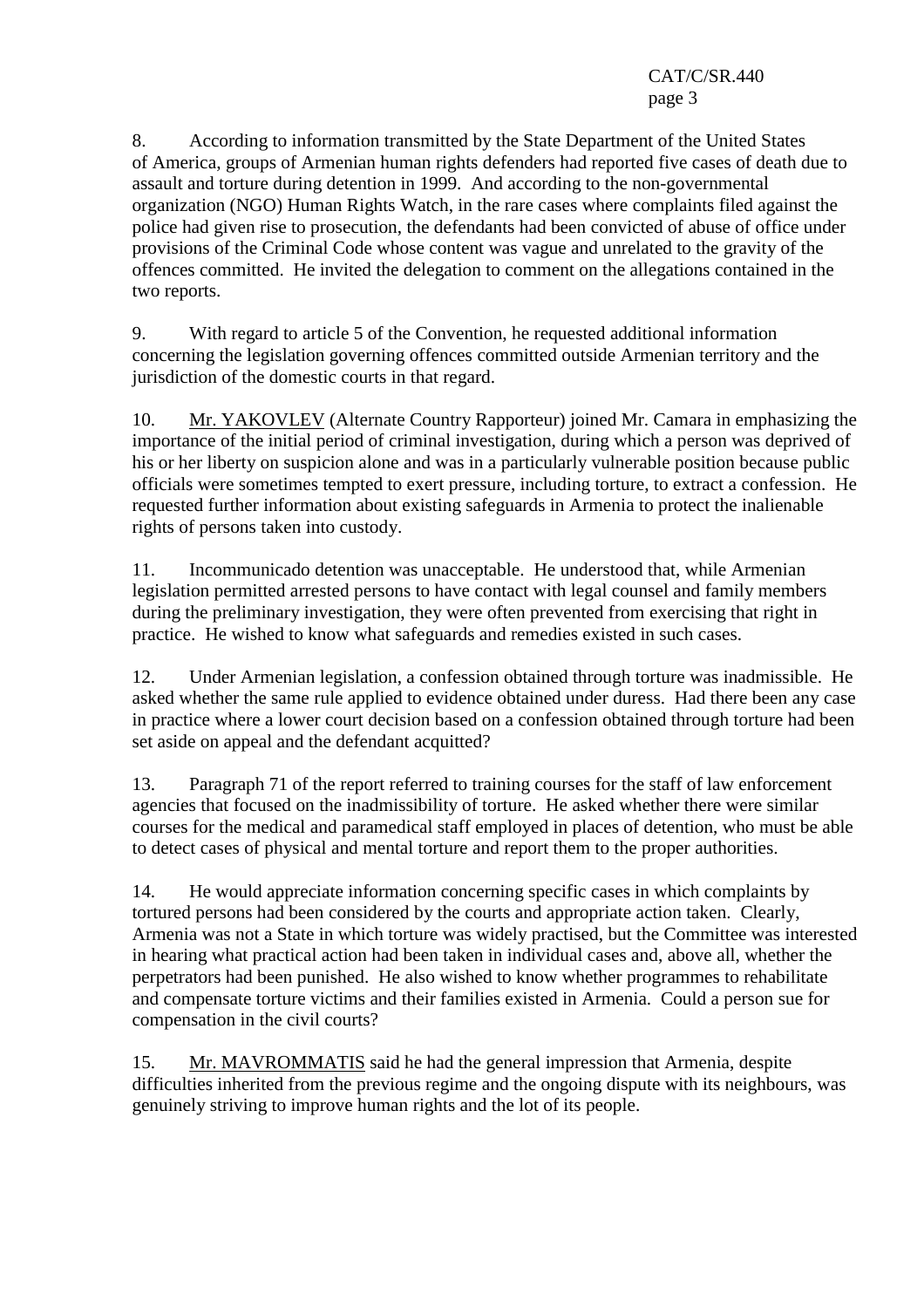8. According to information transmitted by the State Department of the United States of America, groups of Armenian human rights defenders had reported five cases of death due to assault and torture during detention in 1999. And according to the non-governmental organization (NGO) Human Rights Watch, in the rare cases where complaints filed against the police had given rise to prosecution, the defendants had been convicted of abuse of office under provisions of the Criminal Code whose content was vague and unrelated to the gravity of the offences committed. He invited the delegation to comment on the allegations contained in the two reports.

9. With regard to article 5 of the Convention, he requested additional information concerning the legislation governing offences committed outside Armenian territory and the jurisdiction of the domestic courts in that regard.

10. Mr. YAKOVLEV (Alternate Country Rapporteur) joined Mr. Camara in emphasizing the importance of the initial period of criminal investigation, during which a person was deprived of his or her liberty on suspicion alone and was in a particularly vulnerable position because public officials were sometimes tempted to exert pressure, including torture, to extract a confession. He requested further information about existing safeguards in Armenia to protect the inalienable rights of persons taken into custody.

11. Incommunicado detention was unacceptable. He understood that, while Armenian legislation permitted arrested persons to have contact with legal counsel and family members during the preliminary investigation, they were often prevented from exercising that right in practice. He wished to know what safeguards and remedies existed in such cases.

12. Under Armenian legislation, a confession obtained through torture was inadmissible. He asked whether the same rule applied to evidence obtained under duress. Had there been any case in practice where a lower court decision based on a confession obtained through torture had been set aside on appeal and the defendant acquitted?

13. Paragraph 71 of the report referred to training courses for the staff of law enforcement agencies that focused on the inadmissibility of torture. He asked whether there were similar courses for the medical and paramedical staff employed in places of detention, who must be able to detect cases of physical and mental torture and report them to the proper authorities.

14. He would appreciate information concerning specific cases in which complaints by tortured persons had been considered by the courts and appropriate action taken. Clearly, Armenia was not a State in which torture was widely practised, but the Committee was interested in hearing what practical action had been taken in individual cases and, above all, whether the perpetrators had been punished. He also wished to know whether programmes to rehabilitate and compensate torture victims and their families existed in Armenia. Could a person sue for compensation in the civil courts?

15. Mr. MAVROMMATIS said he had the general impression that Armenia, despite difficulties inherited from the previous regime and the ongoing dispute with its neighbours, was genuinely striving to improve human rights and the lot of its people.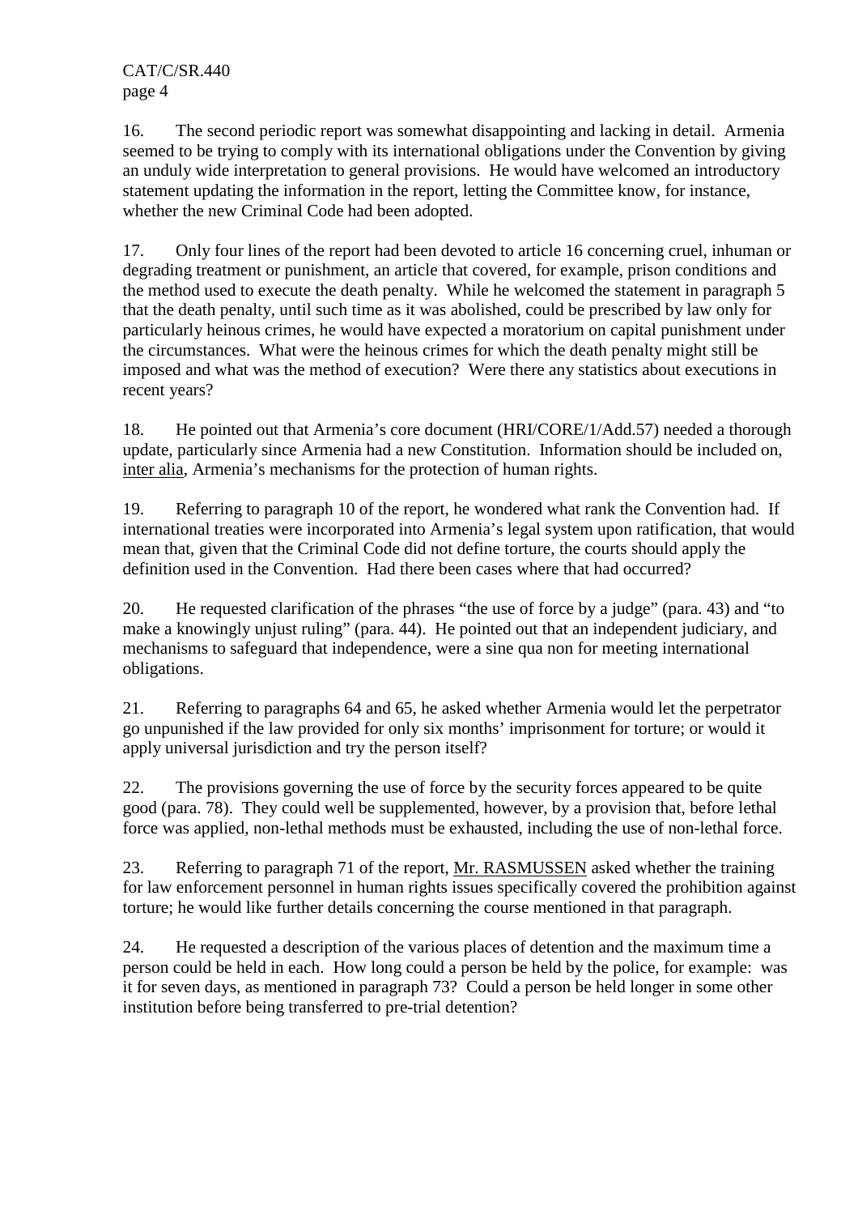16. The second periodic report was somewhat disappointing and lacking in detail. Armenia seemed to be trying to comply with its international obligations under the Convention by giving an unduly wide interpretation to general provisions. He would have welcomed an introductory statement updating the information in the report, letting the Committee know, for instance, whether the new Criminal Code had been adopted.

17. Only four lines of the report had been devoted to article 16 concerning cruel, inhuman or degrading treatment or punishment, an article that covered, for example, prison conditions and the method used to execute the death penalty. While he welcomed the statement in paragraph 5 that the death penalty, until such time as it was abolished, could be prescribed by law only for particularly heinous crimes, he would have expected a moratorium on capital punishment under the circumstances. What were the heinous crimes for which the death penalty might still be imposed and what was the method of execution? Were there any statistics about executions in recent years?

18. He pointed out that Armenia's core document (HRI/CORE/1/Add.57) needed a thorough update, particularly since Armenia had a new Constitution. Information should be included on, inter alia, Armenia's mechanisms for the protection of human rights.

19. Referring to paragraph 10 of the report, he wondered what rank the Convention had. If international treaties were incorporated into Armenia's legal system upon ratification, that would mean that, given that the Criminal Code did not define torture, the courts should apply the definition used in the Convention. Had there been cases where that had occurred?

20. He requested clarification of the phrases "the use of force by a judge" (para. 43) and "to make a knowingly unjust ruling" (para. 44). He pointed out that an independent judiciary, and mechanisms to safeguard that independence, were a sine qua non for meeting international obligations.

21. Referring to paragraphs 64 and 65, he asked whether Armenia would let the perpetrator go unpunished if the law provided for only six months' imprisonment for torture; or would it apply universal jurisdiction and try the person itself?

22. The provisions governing the use of force by the security forces appeared to be quite good (para. 78). They could well be supplemented, however, by a provision that, before lethal force was applied, non-lethal methods must be exhausted, including the use of non-lethal force.

23. Referring to paragraph 71 of the report, Mr. RASMUSSEN asked whether the training for law enforcement personnel in human rights issues specifically covered the prohibition against torture; he would like further details concerning the course mentioned in that paragraph.

24. He requested a description of the various places of detention and the maximum time a person could be held in each. How long could a person be held by the police, for example: was it for seven days, as mentioned in paragraph 73? Could a person be held longer in some other institution before being transferred to pre-trial detention?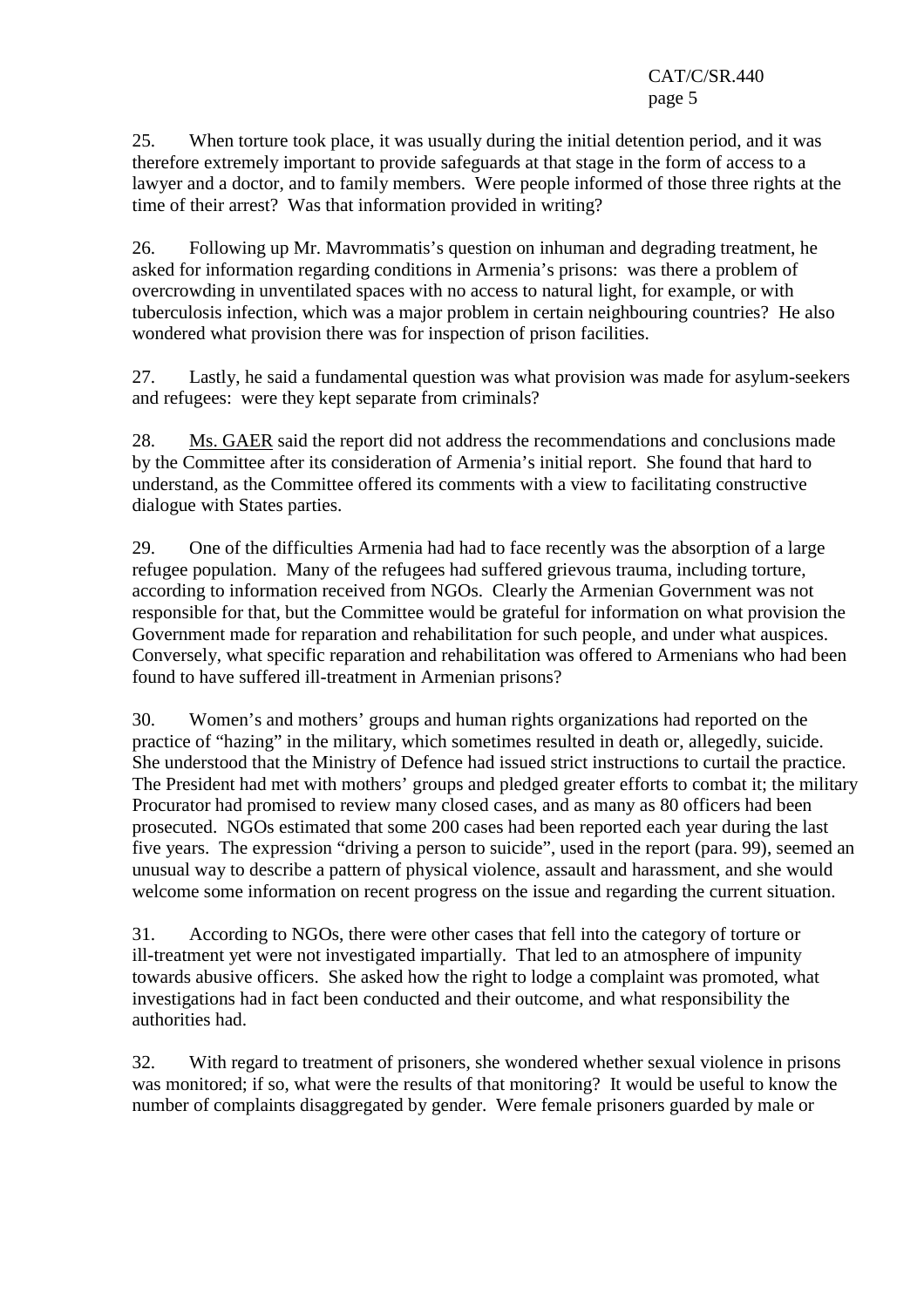25. When torture took place, it was usually during the initial detention period, and it was therefore extremely important to provide safeguards at that stage in the form of access to a lawyer and a doctor, and to family members. Were people informed of those three rights at the time of their arrest? Was that information provided in writing?

26. Following up Mr. Mavrommatis's question on inhuman and degrading treatment, he asked for information regarding conditions in Armenia's prisons: was there a problem of overcrowding in unventilated spaces with no access to natural light, for example, or with tuberculosis infection, which was a major problem in certain neighbouring countries? He also wondered what provision there was for inspection of prison facilities.

27. Lastly, he said a fundamental question was what provision was made for asylum-seekers and refugees: were they kept separate from criminals?

28. Ms. GAER said the report did not address the recommendations and conclusions made by the Committee after its consideration of Armenia's initial report. She found that hard to understand, as the Committee offered its comments with a view to facilitating constructive dialogue with States parties.

29. One of the difficulties Armenia had had to face recently was the absorption of a large refugee population. Many of the refugees had suffered grievous trauma, including torture, according to information received from NGOs. Clearly the Armenian Government was not responsible for that, but the Committee would be grateful for information on what provision the Government made for reparation and rehabilitation for such people, and under what auspices. Conversely, what specific reparation and rehabilitation was offered to Armenians who had been found to have suffered ill-treatment in Armenian prisons?

30. Women's and mothers' groups and human rights organizations had reported on the practice of "hazing" in the military, which sometimes resulted in death or, allegedly, suicide. She understood that the Ministry of Defence had issued strict instructions to curtail the practice. The President had met with mothers' groups and pledged greater efforts to combat it; the military Procurator had promised to review many closed cases, and as many as 80 officers had been prosecuted. NGOs estimated that some 200 cases had been reported each year during the last five years. The expression "driving a person to suicide", used in the report (para. 99), seemed an unusual way to describe a pattern of physical violence, assault and harassment, and she would welcome some information on recent progress on the issue and regarding the current situation.

31. According to NGOs, there were other cases that fell into the category of torture or ill-treatment yet were not investigated impartially. That led to an atmosphere of impunity towards abusive officers. She asked how the right to lodge a complaint was promoted, what investigations had in fact been conducted and their outcome, and what responsibility the authorities had.

32. With regard to treatment of prisoners, she wondered whether sexual violence in prisons was monitored; if so, what were the results of that monitoring? It would be useful to know the number of complaints disaggregated by gender. Were female prisoners guarded by male or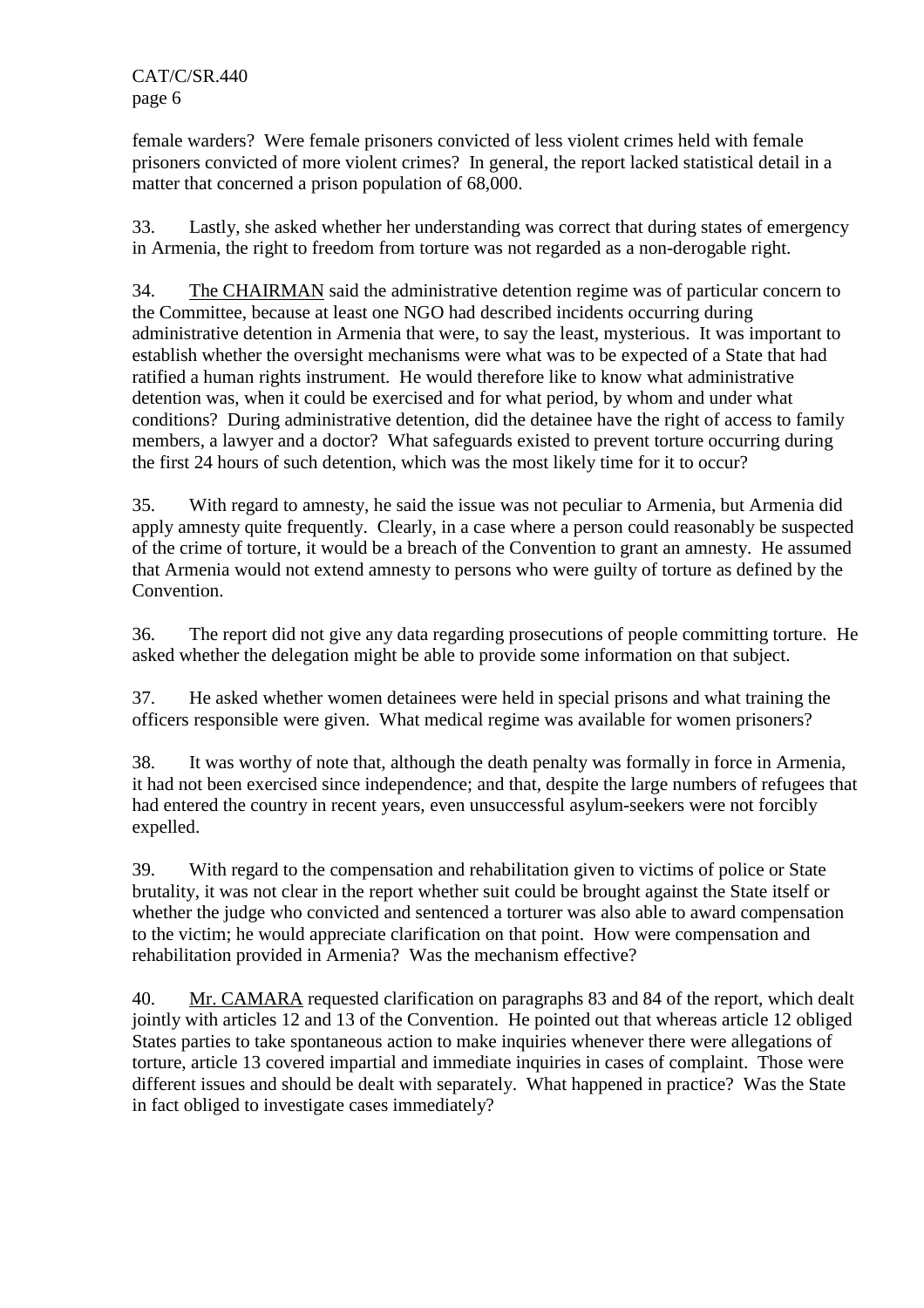female warders? Were female prisoners convicted of less violent crimes held with female prisoners convicted of more violent crimes? In general, the report lacked statistical detail in a matter that concerned a prison population of 68,000.

33. Lastly, she asked whether her understanding was correct that during states of emergency in Armenia, the right to freedom from torture was not regarded as a non-derogable right.

34. The CHAIRMAN said the administrative detention regime was of particular concern to the Committee, because at least one NGO had described incidents occurring during administrative detention in Armenia that were, to say the least, mysterious. It was important to establish whether the oversight mechanisms were what was to be expected of a State that had ratified a human rights instrument. He would therefore like to know what administrative detention was, when it could be exercised and for what period, by whom and under what conditions? During administrative detention, did the detainee have the right of access to family members, a lawyer and a doctor? What safeguards existed to prevent torture occurring during the first 24 hours of such detention, which was the most likely time for it to occur?

35. With regard to amnesty, he said the issue was not peculiar to Armenia, but Armenia did apply amnesty quite frequently. Clearly, in a case where a person could reasonably be suspected of the crime of torture, it would be a breach of the Convention to grant an amnesty. He assumed that Armenia would not extend amnesty to persons who were guilty of torture as defined by the Convention.

36. The report did not give any data regarding prosecutions of people committing torture. He asked whether the delegation might be able to provide some information on that subject.

37. He asked whether women detainees were held in special prisons and what training the officers responsible were given. What medical regime was available for women prisoners?

38. It was worthy of note that, although the death penalty was formally in force in Armenia, it had not been exercised since independence; and that, despite the large numbers of refugees that had entered the country in recent years, even unsuccessful asylum-seekers were not forcibly expelled.

39. With regard to the compensation and rehabilitation given to victims of police or State brutality, it was not clear in the report whether suit could be brought against the State itself or whether the judge who convicted and sentenced a torturer was also able to award compensation to the victim; he would appreciate clarification on that point. How were compensation and rehabilitation provided in Armenia? Was the mechanism effective?

40. Mr. CAMARA requested clarification on paragraphs 83 and 84 of the report, which dealt jointly with articles 12 and 13 of the Convention. He pointed out that whereas article 12 obliged States parties to take spontaneous action to make inquiries whenever there were allegations of torture, article 13 covered impartial and immediate inquiries in cases of complaint. Those were different issues and should be dealt with separately. What happened in practice? Was the State in fact obliged to investigate cases immediately?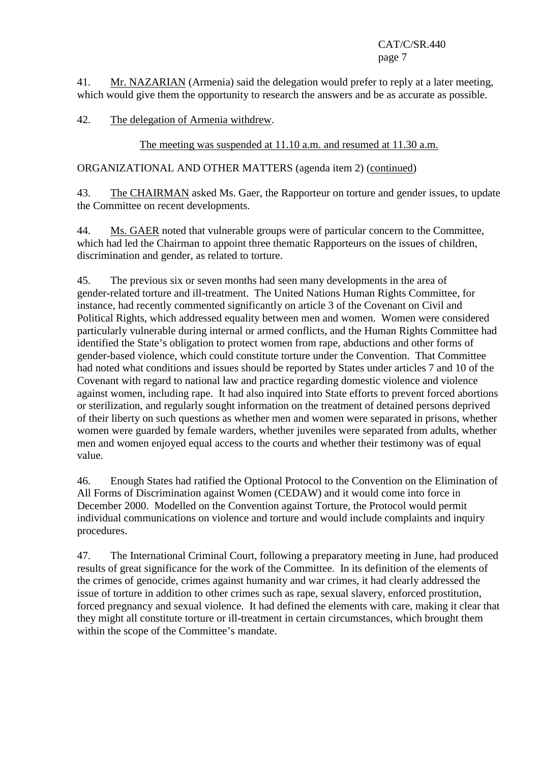41. Mr. NAZARIAN (Armenia) said the delegation would prefer to reply at a later meeting, which would give them the opportunity to research the answers and be as accurate as possible.

42. The delegation of Armenia withdrew.

The meeting was suspended at 11.10 a.m. and resumed at 11.30 a.m.

ORGANIZATIONAL AND OTHER MATTERS (agenda item 2) (continued)

43. The CHAIRMAN asked Ms. Gaer, the Rapporteur on torture and gender issues, to update the Committee on recent developments.

44. Ms. GAER noted that vulnerable groups were of particular concern to the Committee, which had led the Chairman to appoint three thematic Rapporteurs on the issues of children, discrimination and gender, as related to torture.

45. The previous six or seven months had seen many developments in the area of gender-related torture and ill-treatment. The United Nations Human Rights Committee, for instance, had recently commented significantly on article 3 of the Covenant on Civil and Political Rights, which addressed equality between men and women. Women were considered particularly vulnerable during internal or armed conflicts, and the Human Rights Committee had identified the State's obligation to protect women from rape, abductions and other forms of gender-based violence, which could constitute torture under the Convention. That Committee had noted what conditions and issues should be reported by States under articles 7 and 10 of the Covenant with regard to national law and practice regarding domestic violence and violence against women, including rape. It had also inquired into State efforts to prevent forced abortions or sterilization, and regularly sought information on the treatment of detained persons deprived of their liberty on such questions as whether men and women were separated in prisons, whether women were guarded by female warders, whether juveniles were separated from adults, whether men and women enjoyed equal access to the courts and whether their testimony was of equal value.

46. Enough States had ratified the Optional Protocol to the Convention on the Elimination of All Forms of Discrimination against Women (CEDAW) and it would come into force in December 2000. Modelled on the Convention against Torture, the Protocol would permit individual communications on violence and torture and would include complaints and inquiry procedures.

47. The International Criminal Court, following a preparatory meeting in June, had produced results of great significance for the work of the Committee. In its definition of the elements of the crimes of genocide, crimes against humanity and war crimes, it had clearly addressed the issue of torture in addition to other crimes such as rape, sexual slavery, enforced prostitution, forced pregnancy and sexual violence. It had defined the elements with care, making it clear that they might all constitute torture or ill-treatment in certain circumstances, which brought them within the scope of the Committee's mandate.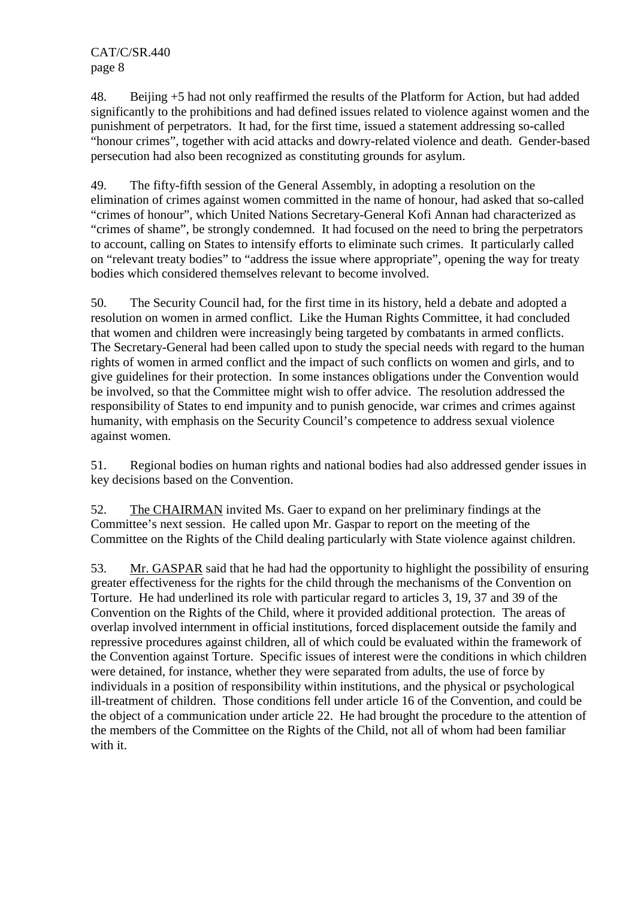48. Beijing +5 had not only reaffirmed the results of the Platform for Action, but had added significantly to the prohibitions and had defined issues related to violence against women and the punishment of perpetrators. It had, for the first time, issued a statement addressing so-called "honour crimes", together with acid attacks and dowry-related violence and death. Gender-based persecution had also been recognized as constituting grounds for asylum.

49. The fifty-fifth session of the General Assembly, in adopting a resolution on the elimination of crimes against women committed in the name of honour, had asked that so-called "crimes of honour", which United Nations Secretary-General Kofi Annan had characterized as "crimes of shame", be strongly condemned. It had focused on the need to bring the perpetrators to account, calling on States to intensify efforts to eliminate such crimes. It particularly called on "relevant treaty bodies" to "address the issue where appropriate", opening the way for treaty bodies which considered themselves relevant to become involved.

50. The Security Council had, for the first time in its history, held a debate and adopted a resolution on women in armed conflict. Like the Human Rights Committee, it had concluded that women and children were increasingly being targeted by combatants in armed conflicts. The Secretary-General had been called upon to study the special needs with regard to the human rights of women in armed conflict and the impact of such conflicts on women and girls, and to give guidelines for their protection. In some instances obligations under the Convention would be involved, so that the Committee might wish to offer advice. The resolution addressed the responsibility of States to end impunity and to punish genocide, war crimes and crimes against humanity, with emphasis on the Security Council's competence to address sexual violence against women.

51. Regional bodies on human rights and national bodies had also addressed gender issues in key decisions based on the Convention.

52. The CHAIRMAN invited Ms. Gaer to expand on her preliminary findings at the Committee's next session. He called upon Mr. Gaspar to report on the meeting of the Committee on the Rights of the Child dealing particularly with State violence against children.

53. Mr. GASPAR said that he had had the opportunity to highlight the possibility of ensuring greater effectiveness for the rights for the child through the mechanisms of the Convention on Torture. He had underlined its role with particular regard to articles 3, 19, 37 and 39 of the Convention on the Rights of the Child, where it provided additional protection. The areas of overlap involved internment in official institutions, forced displacement outside the family and repressive procedures against children, all of which could be evaluated within the framework of the Convention against Torture. Specific issues of interest were the conditions in which children were detained, for instance, whether they were separated from adults, the use of force by individuals in a position of responsibility within institutions, and the physical or psychological ill-treatment of children. Those conditions fell under article 16 of the Convention, and could be the object of a communication under article 22. He had brought the procedure to the attention of the members of the Committee on the Rights of the Child, not all of whom had been familiar with it.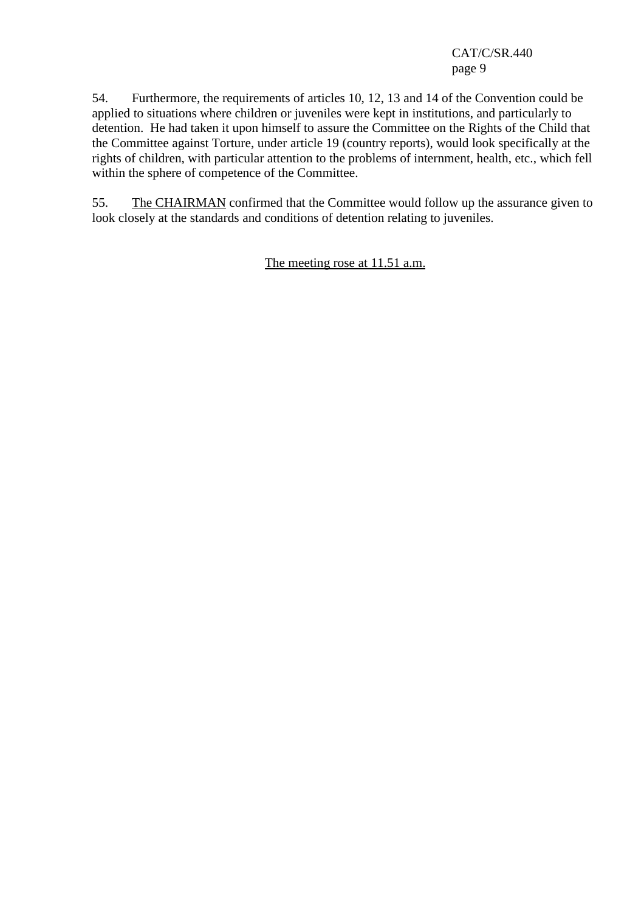54. Furthermore, the requirements of articles 10, 12, 13 and 14 of the Convention could be applied to situations where children or juveniles were kept in institutions, and particularly to detention. He had taken it upon himself to assure the Committee on the Rights of the Child that the Committee against Torture, under article 19 (country reports), would look specifically at the rights of children, with particular attention to the problems of internment, health, etc., which fell within the sphere of competence of the Committee.

55. The CHAIRMAN confirmed that the Committee would follow up the assurance given to look closely at the standards and conditions of detention relating to juveniles.

The meeting rose at 11.51 a.m.